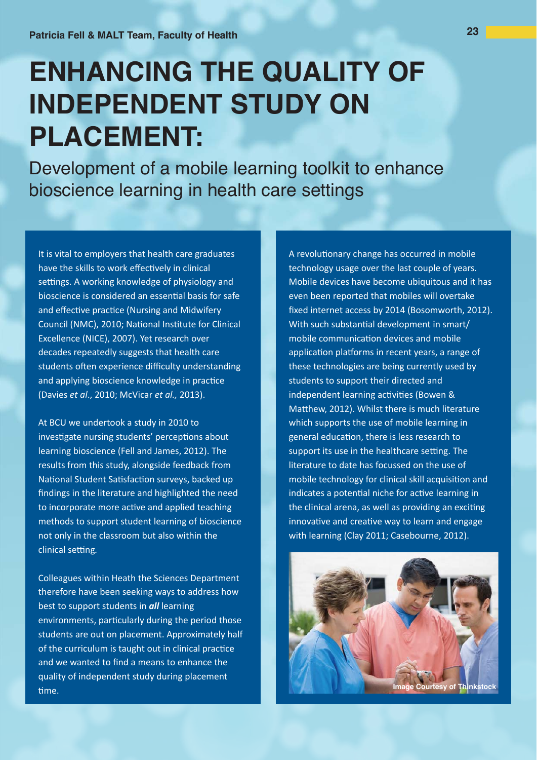Patricia Fell & MALT Team, Faculty of Health

# ENHANCING THE QUALITY OF INDEPENDENT STUDY ON PLACEMENT:

## Development of a mobile learning toolkit to enhance bioscience learning in health care settings

It is vital to employers that health care graduates have the skills to work effectively in clinical settings. A working knowledge of physiology and bioscience is considered an essential basis for safe and effective practice (Nursing and Midwifery Council (NMC), 2010; National Institute for Clinical Excellence (NICE), 2007). Yet research over decades repeatedly suggests that health care students often experience difficulty understanding and applying bioscience knowledge in practice (Davies *et al*., 2010; McVicar *et al.,* 2013).

At BCU we undertook a study in 2010 to investigate nursing students' perceptions about learning bioscience (Fell and James, 2012). The results from this study, alongside feedback from National Student Satisfaction surveys, backed up findings in the literature and highlighted the need to incorporate more active and applied teaching methods to support student learning of bioscience not only in the classroom but also within the clinical setting.

Colleagues within Heath the Sciences Department therefore have been seeking ways to address how best to support students in ***all*** learning environments, particularly during the period those students are out on placement. Approximately half of the curriculum is taught out in clinical practice and we wanted to find a means to enhance the quality of independent study during placement time.

A revolutionary change has occurred in mobile technology usage over the last couple of years. Mobile devices have become ubiquitous and it has even been reported that mobiles will overtake fixed internet access by 2014 (Bosomworth, 2012). With such substantial development in smart/ mobile communication devices and mobile application platforms in recent years, a range of these technologies are being currently used by students to support their directed and independent learning activities (Bowen & Matthew, 2012). Whilst there is much literature which supports the use of mobile learning in general education, there is less research to support its use in the healthcare setting. The literature to date has focussed on the use of mobile technology for clinical skill acquisition and indicates a potential niche for active learning in the clinical arena, as well as providing an exciting innovative and creative way to learn and engage with learning (Clay 2011; Casebourne, 2012).

Image Courtesy of Thinkstock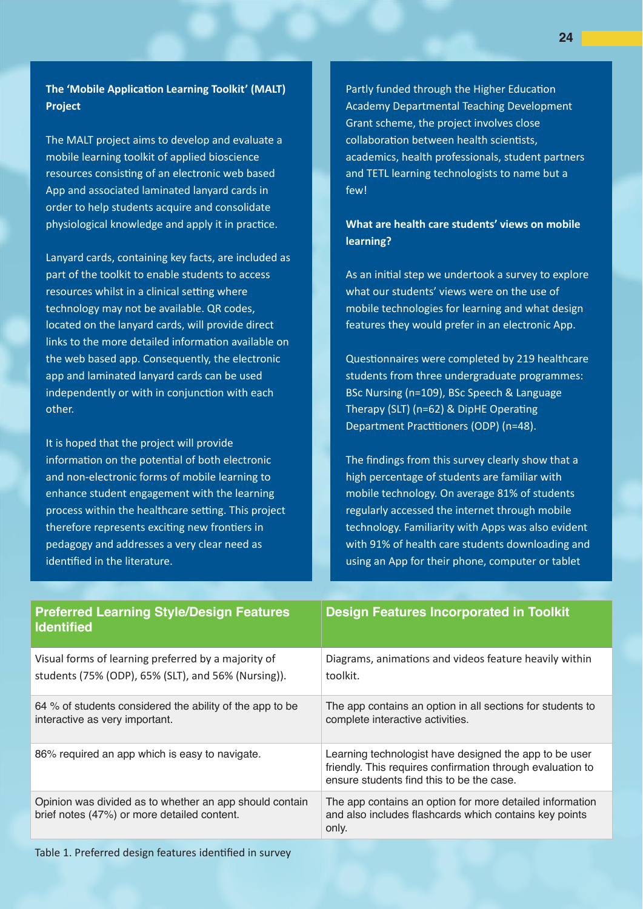### The 'Mobile Application Learning Toolkit' (MALT) Project

The MALT project aims to develop and evaluate a mobile learning toolkit of applied bioscience resources consisting of an electronic web based App and associated laminated lanyard cards in order to help students acquire and consolidate physiological knowledge and apply it in practice.

Lanyard cards, containing key facts, are included as part of the toolkit to enable students to access resources whilst in a clinical setting where technology may not be available. QR codes, located on the lanyard cards, will provide direct links to the more detailed information available on the web based app. Consequently, the electronic app and laminated lanyard cards can be used independently or with in conjunction with each other.

It is hoped that the project will provide information on the potential of both electronic and non-electronic forms of mobile learning to enhance student engagement with the learning process within the healthcare setting. This project therefore represents exciting new frontiers in pedagogy and addresses a very clear need as identified in the literature.

Partly funded through the Higher Education Academy Departmental Teaching Development Grant scheme, the project involves close collaboration between health scientists, academics, health professionals, student partners and TETL learning technologists to name but a few!

### What are health care students' views on mobile learning?

As an initial step we undertook a survey to explore what our students' views were on the use of mobile technologies for learning and what design features they would prefer in an electronic App.

Questionnaires were completed by 219 healthcare students from three undergraduate programmes: BSc Nursing (n=109), BSc Speech & Language Therapy (SLT) (n=62) & DipHE Operating Department Practitioners (ODP) (n=48).

The findings from this survey clearly show that a high percentage of students are familiar with mobile technology. On average 81% of students regularly accessed the internet through mobile technology. Familiarity with Apps was also evident with 91% of health care students downloading and using an App for their phone, computer or tablet

| Preferred Learning Style/Design Features Identified | Design Features Incorporated in Toolkit |
|---|---|
| Visual forms of learning preferred by a majority of students (75% (ODP), 65% (SLT), and 56% (Nursing)). | Diagrams, animations and videos feature heavily within toolkit. |
| 64 % of students considered the ability of the app to be interactive as very important. | The app contains an option in all sections for students to complete interactive activities. |
| 86% required an app which is easy to navigate. | Learning technologist have designed the app to be user friendly. This requires confirmation through evaluation to ensure students find this to be the case. |
| Opinion was divided as to whether an app should contain brief notes (47%) or more detailed content. | The app contains an option for more detailed information and also includes flashcards which contains key points only. |

Table 1. Preferred design features identified in survey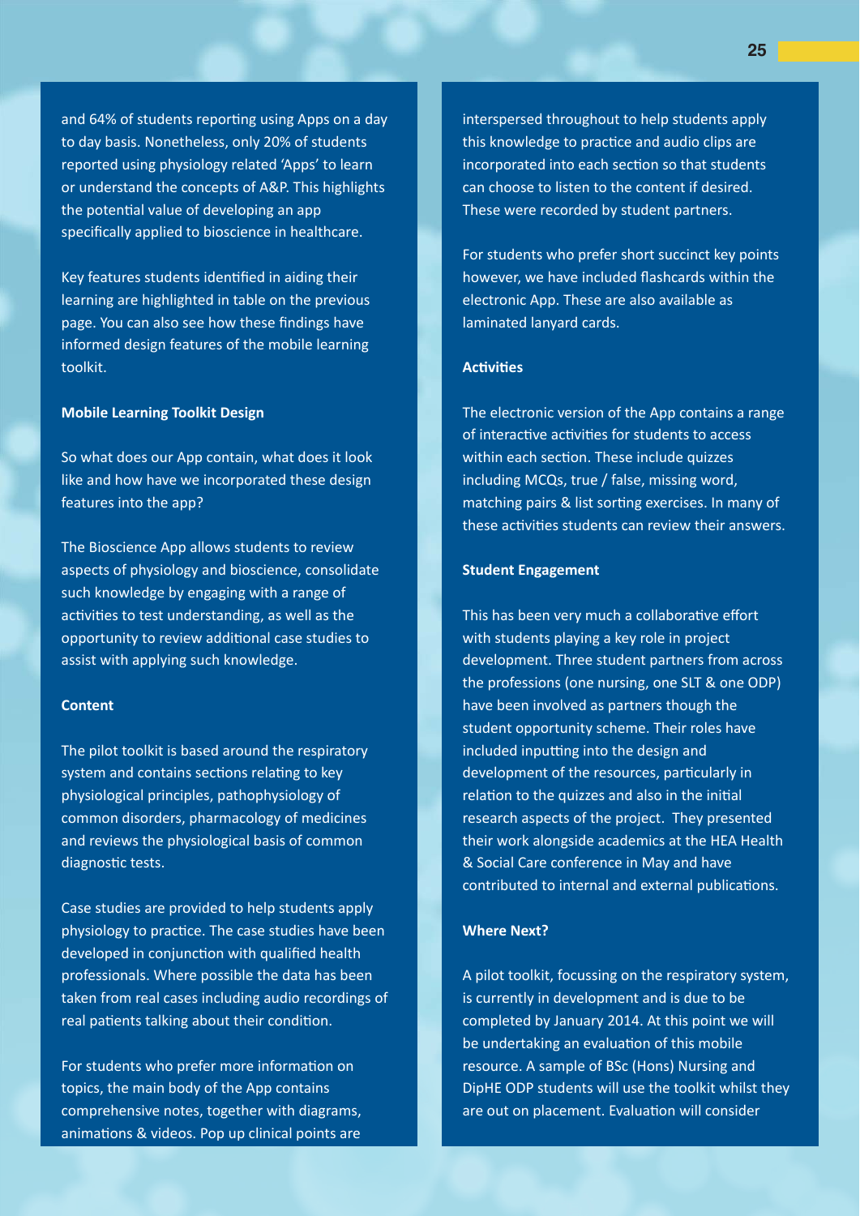and 64% of students reporting using Apps on a day to day basis. Nonetheless, only 20% of students reported using physiology related 'Apps' to learn or understand the concepts of A&P. This highlights the potential value of developing an app specifically applied to bioscience in healthcare.

Key features students identified in aiding their learning are highlighted in table on the previous page. You can also see how these findings have informed design features of the mobile learning toolkit.

**Mobile Learning Toolkit Design**

So what does our App contain, what does it look like and how have we incorporated these design features into the app?

The Bioscience App allows students to review aspects of physiology and bioscience, consolidate such knowledge by engaging with a range of activities to test understanding, as well as the opportunity to review additional case studies to assist with applying such knowledge.

**Content**

The pilot toolkit is based around the respiratory system and contains sections relating to key physiological principles, pathophysiology of common disorders, pharmacology of medicines and reviews the physiological basis of common diagnostic tests.

Case studies are provided to help students apply physiology to practice. The case studies have been developed in conjunction with qualified health professionals. Where possible the data has been taken from real cases including audio recordings of real patients talking about their condition.

For students who prefer more information on topics, the main body of the App contains comprehensive notes, together with diagrams, animations & videos. Pop up clinical points are interspersed throughout to help students apply this knowledge to practice and audio clips are incorporated into each section so that students can choose to listen to the content if desired. These were recorded by student partners.

For students who prefer short succinct key points however, we have included flashcards within the electronic App. These are also available as laminated lanyard cards.

**Activities**

The electronic version of the App contains a range of interactive activities for students to access within each section. These include quizzes including MCQs, true / false, missing word, matching pairs & list sorting exercises. In many of these activities students can review their answers.

**Student Engagement**

This has been very much a collaborative effort with students playing a key role in project development. Three student partners from across the professions (one nursing, one SLT & one ODP) have been involved as partners though the student opportunity scheme. Their roles have included inputting into the design and development of the resources, particularly in relation to the quizzes and also in the initial research aspects of the project. They presented their work alongside academics at the HEA Health & Social Care conference in May and have contributed to internal and external publications.

**Where Next?**

A pilot toolkit, focussing on the respiratory system, is currently in development and is due to be completed by January 2014. At this point we will be undertaking an evaluation of this mobile resource. A sample of BSc (Hons) Nursing and DipHE ODP students will use the toolkit whilst they are out on placement. Evaluation will consider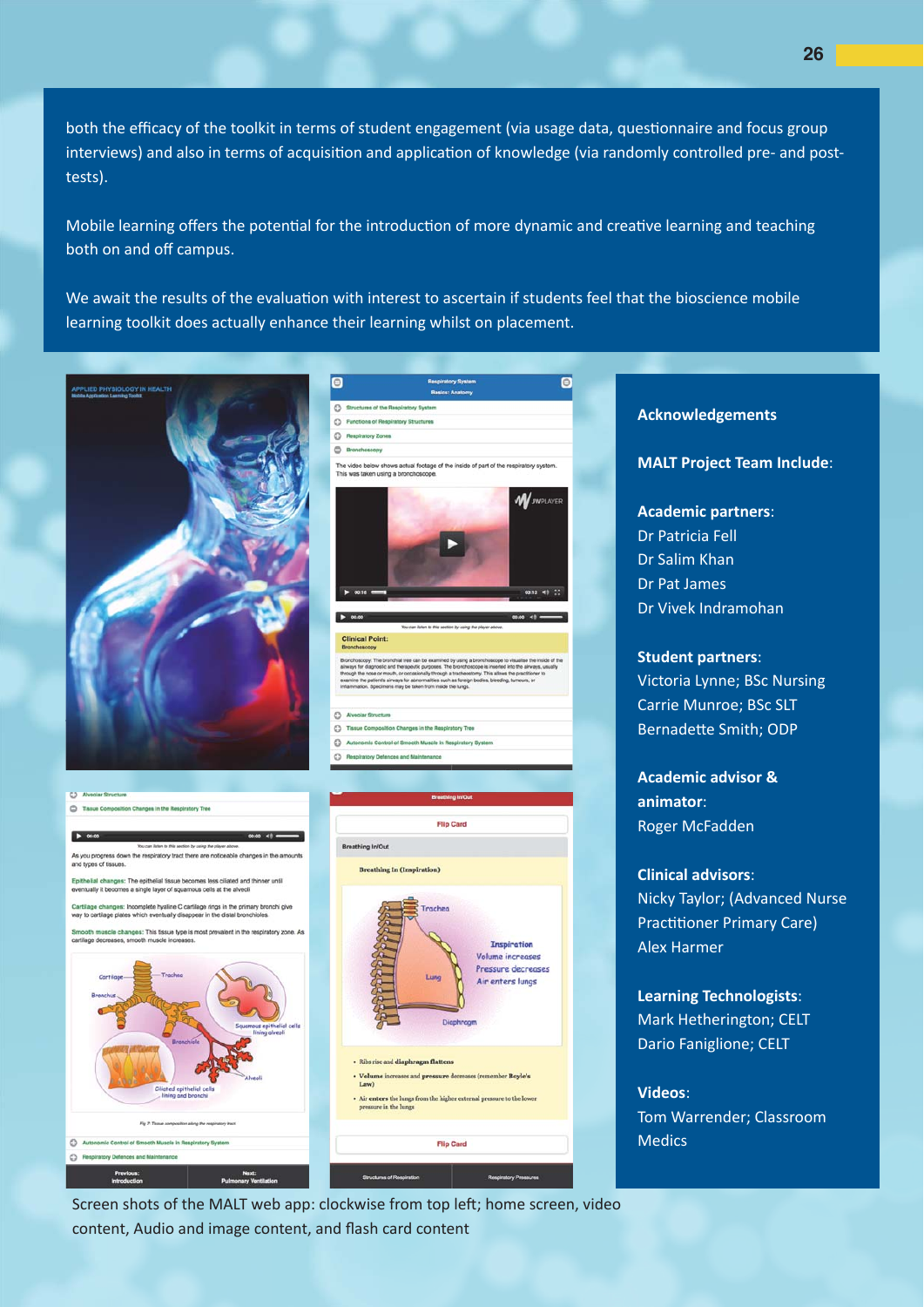both the efficacy of the toolkit in terms of student engagement (via usage data, questionnaire and focus group interviews) and also in terms of acquisition and application of knowledge (via randomly controlled pre- and post-tests).

Mobile learning offers the potential for the introduction of more dynamic and creative learning and teaching both on and off campus.

We await the results of the evaluation with interest to ascertain if students feel that the bioscience mobile learning toolkit does actually enhance their learning whilst on placement.

Screen shots of the MALT web app: clockwise from top left; home screen, video content, Audio and image content, and flash card content

## Acknowledgements

**MALT Project Team Include**:

**Academic partners**:
Dr Patricia Fell
Dr Salim Khan
Dr Pat James
Dr Vivek Indramohan

**Student partners**:
Victoria Lynne; BSc Nursing
Carrie Munroe; BSc SLT
Bernadette Smith; ODP

**Academic advisor & animator**:
Roger McFadden

**Clinical advisors**:
Nicky Taylor; (Advanced Nurse Practitioner Primary Care)
Alex Harmer

**Learning Technologists**:
Mark Hetherington; CELT
Dario Fanigliome; CELT

**Videos**:
Tom Warrender; Classroom Medics